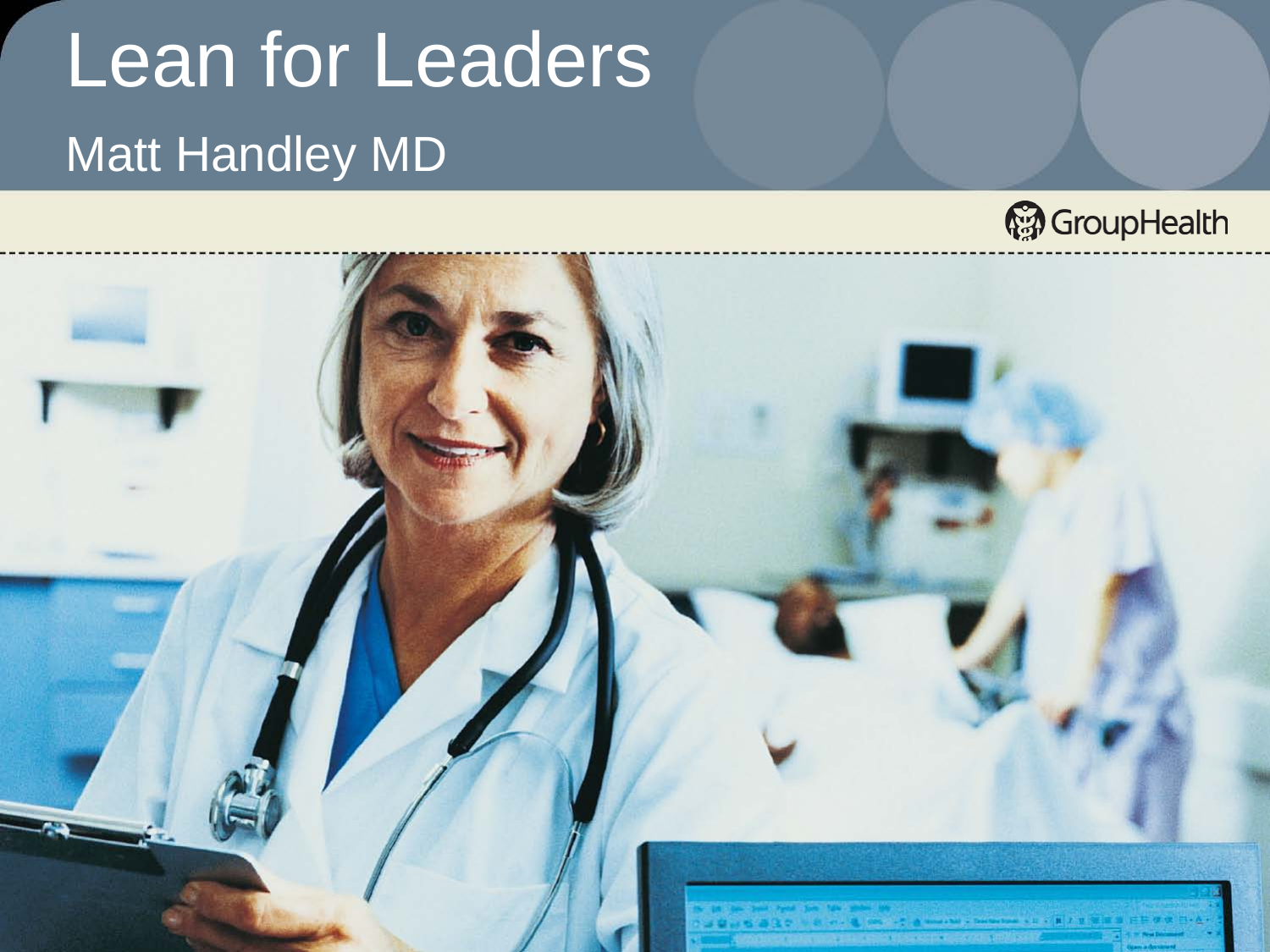# Lean for Leaders

Matt Handley MD

GroupHealth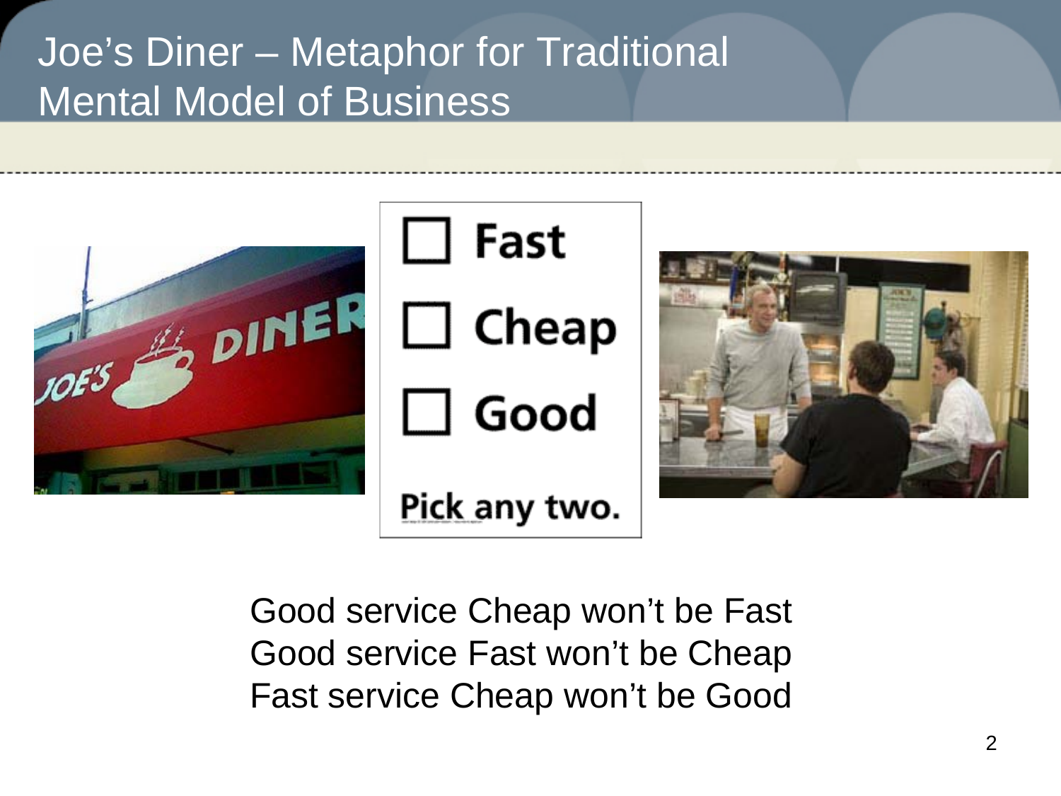# Joe's Diner – Metaphor for Traditional Mental Model of Business

- ☐ Fast
- ☐ Cheap
- ☐ Good

Pick any two.

Good service Cheap won't be Fast
Good service Fast won't be Cheap
Fast service Cheap won't be Good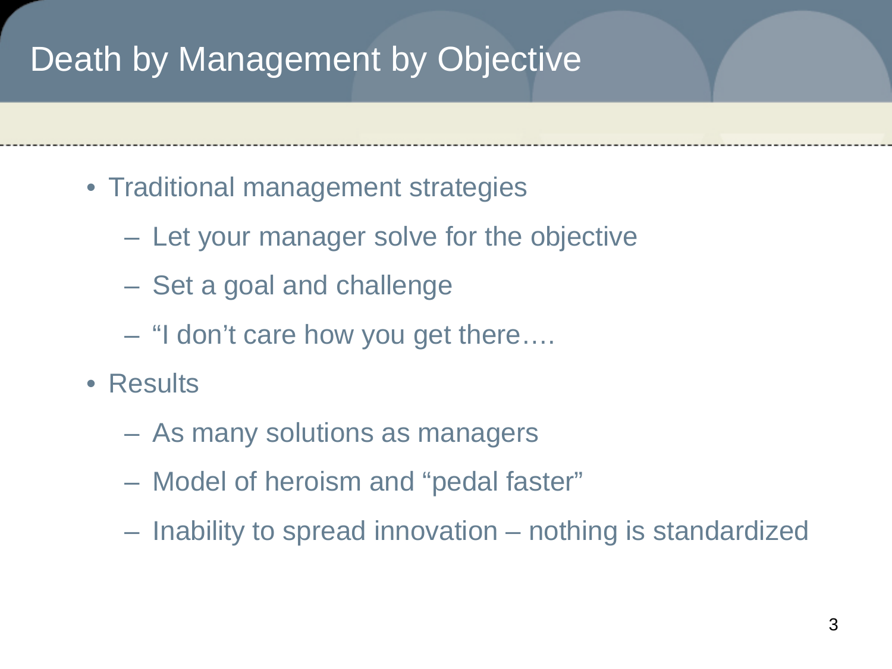# Death by Management by Objective

- Traditional management strategies
  - Let your manager solve for the objective
  - Set a goal and challenge
  - "I don't care how you get there….
- Results
  - As many solutions as managers
  - Model of heroism and "pedal faster"
  - Inability to spread innovation – nothing is standardized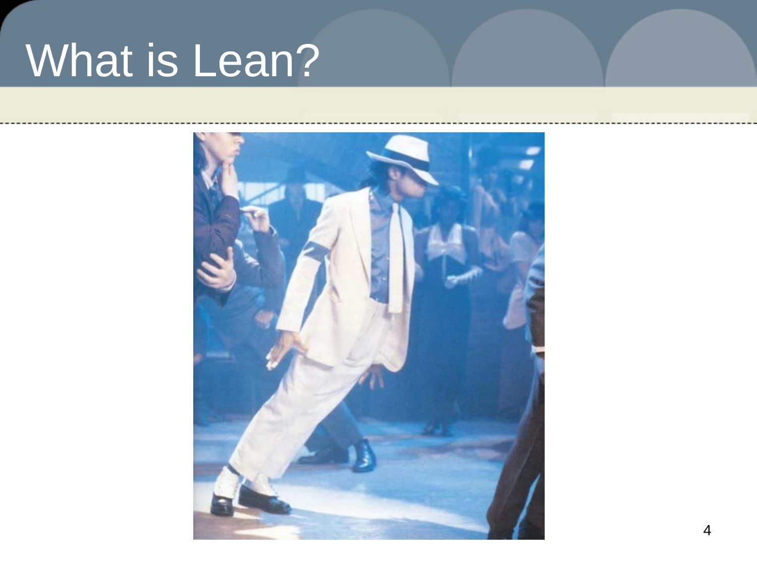# What is Lean?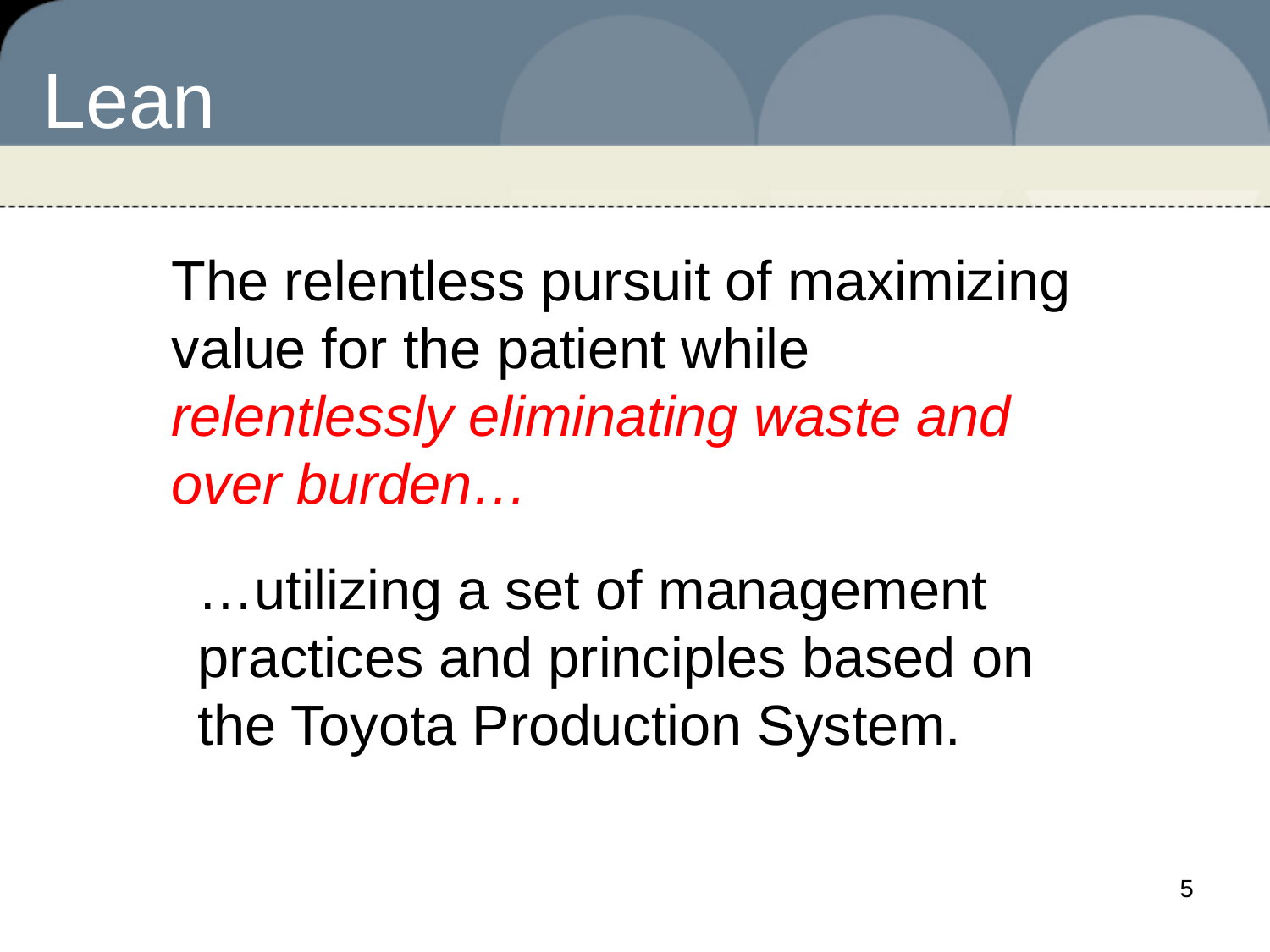# Lean

The relentless pursuit of maximizing value for the patient while *relentlessly eliminating waste and over burden…*

…utilizing a set of management practices and principles based on the Toyota Production System.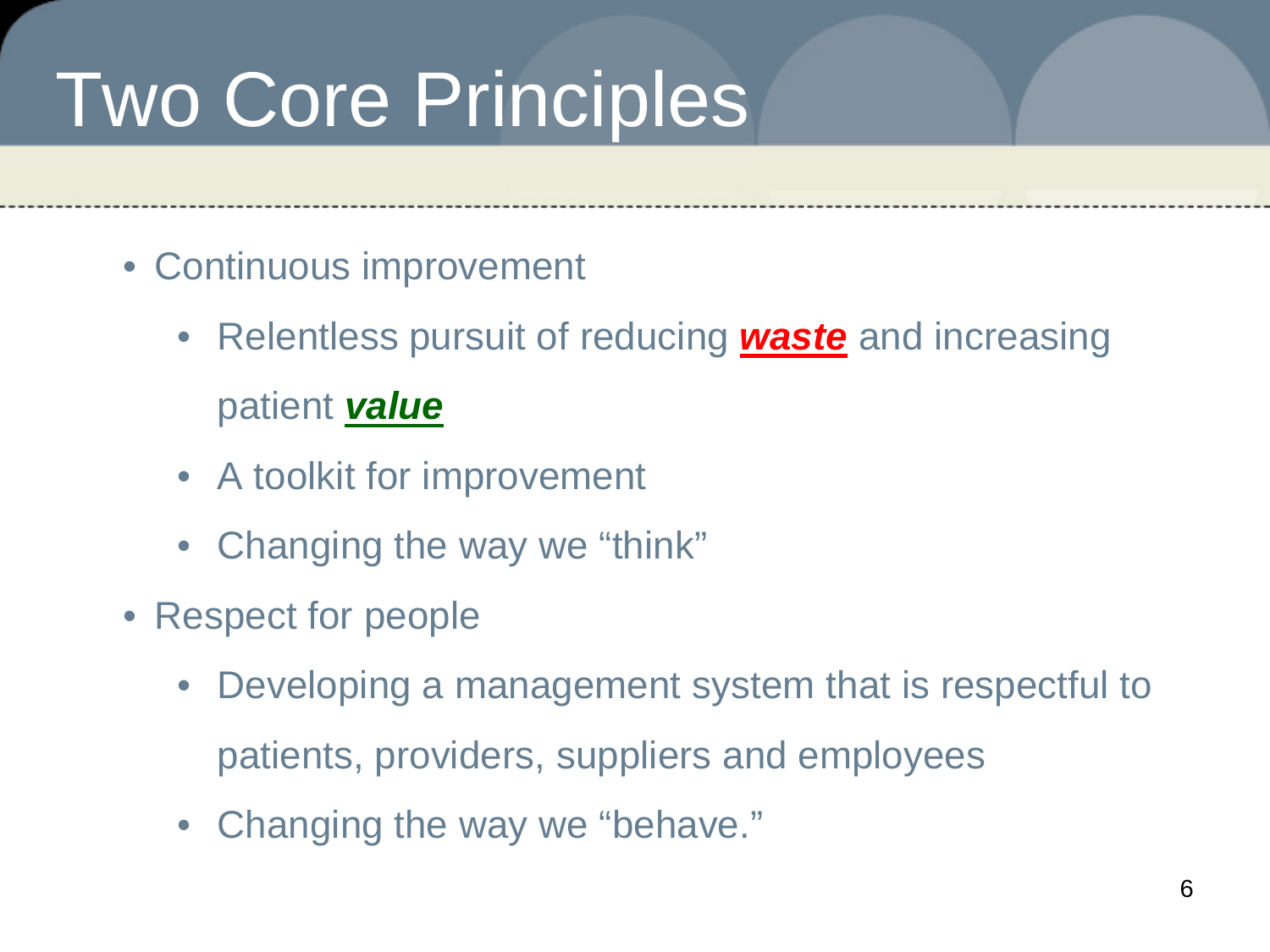# Two Core Principles

- Continuous improvement
  - Relentless pursuit of reducing ***waste*** and increasing patient ***value***
  - A toolkit for improvement
  - Changing the way we "think"
- Respect for people
  - Developing a management system that is respectful to patients, providers, suppliers and employees
  - Changing the way we "behave."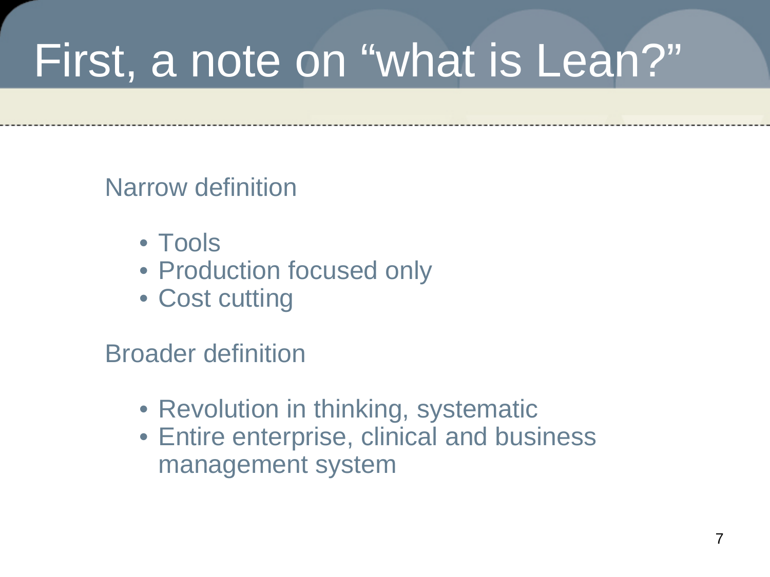# First, a note on "what is Lean?"

Narrow definition

- Tools
- Production focused only
- Cost cutting

Broader definition

- Revolution in thinking, systematic
- Entire enterprise, clinical and business management system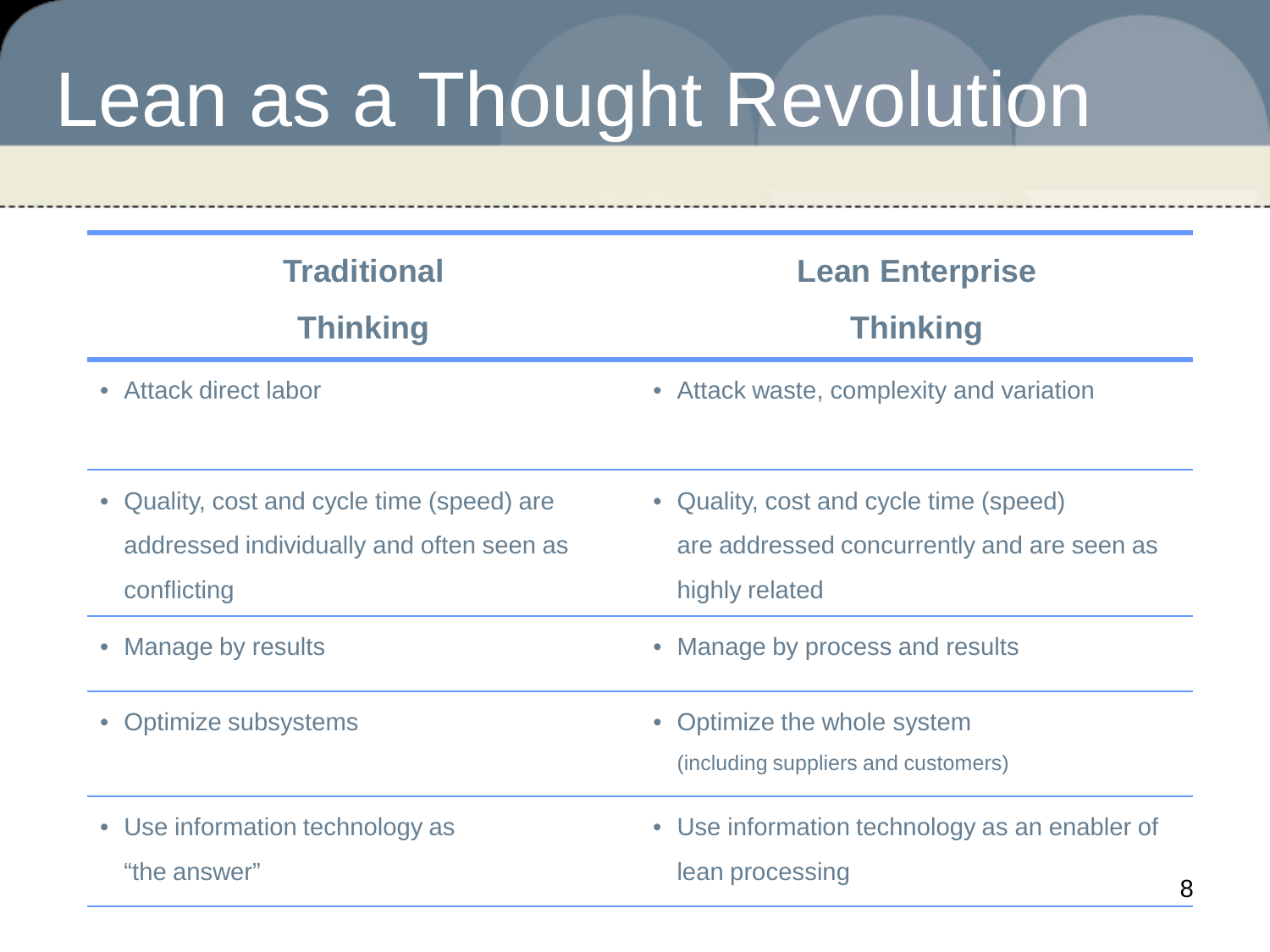# Lean as a Thought Revolution

| Traditional Thinking | Lean Enterprise Thinking |
| --- | --- |
| • Attack direct labor | • Attack waste, complexity and variation |
| • Quality, cost and cycle time (speed) are addressed individually and often seen as conflicting | • Quality, cost and cycle time (speed) are addressed concurrently and are seen as highly related |
| • Manage by results | • Manage by process and results |
| • Optimize subsystems | • Optimize the whole system (including suppliers and customers) |
| • Use information technology as “the answer” | • Use information technology as an enabler of lean processing |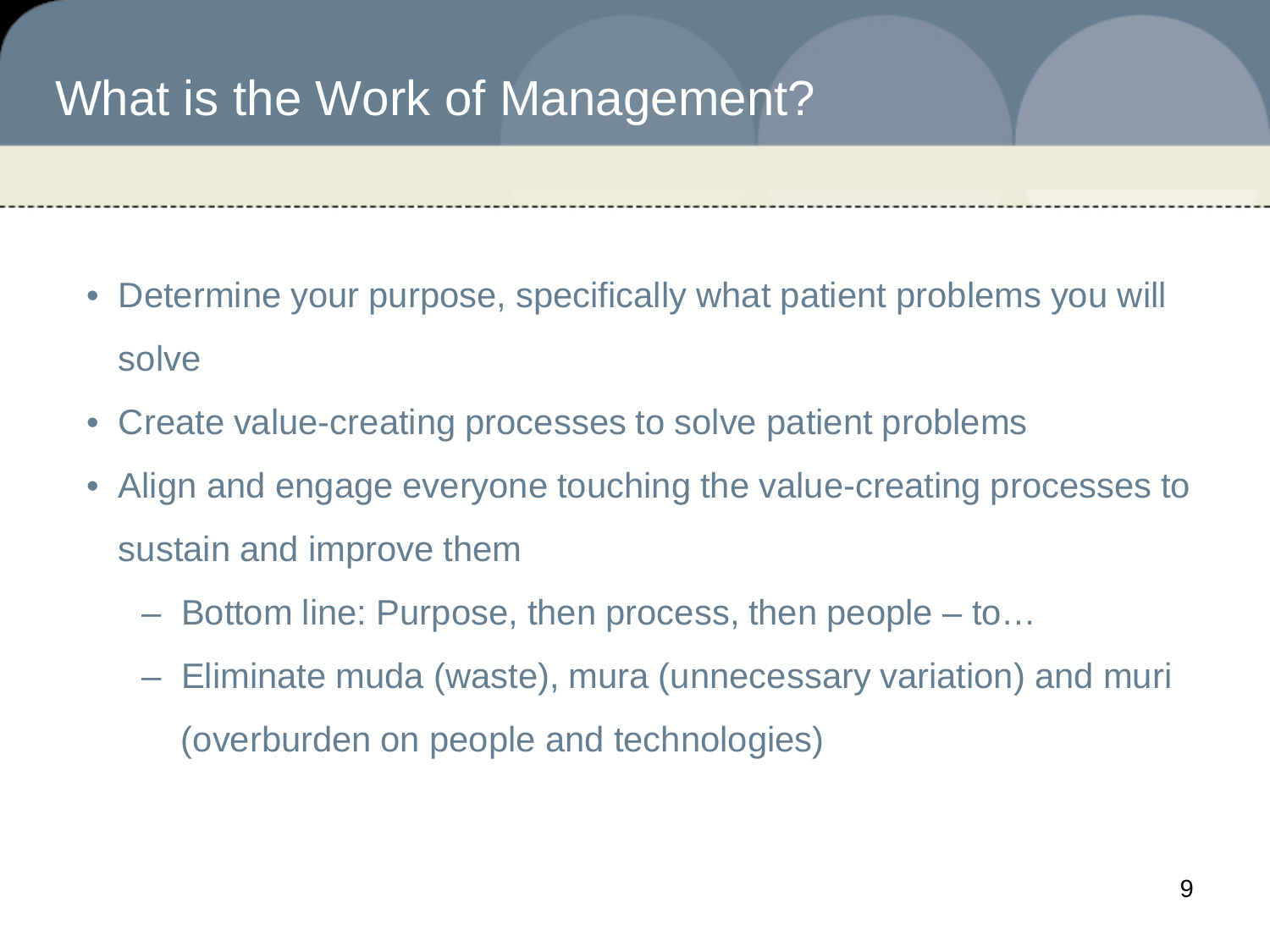# What is the Work of Management?

- Determine your purpose, specifically what patient problems you will solve
- Create value-creating processes to solve patient problems
- Align and engage everyone touching the value-creating processes to sustain and improve them
  - Bottom line: Purpose, then process, then people – to…
  - Eliminate muda (waste), mura (unnecessary variation) and muri (overburden on people and technologies)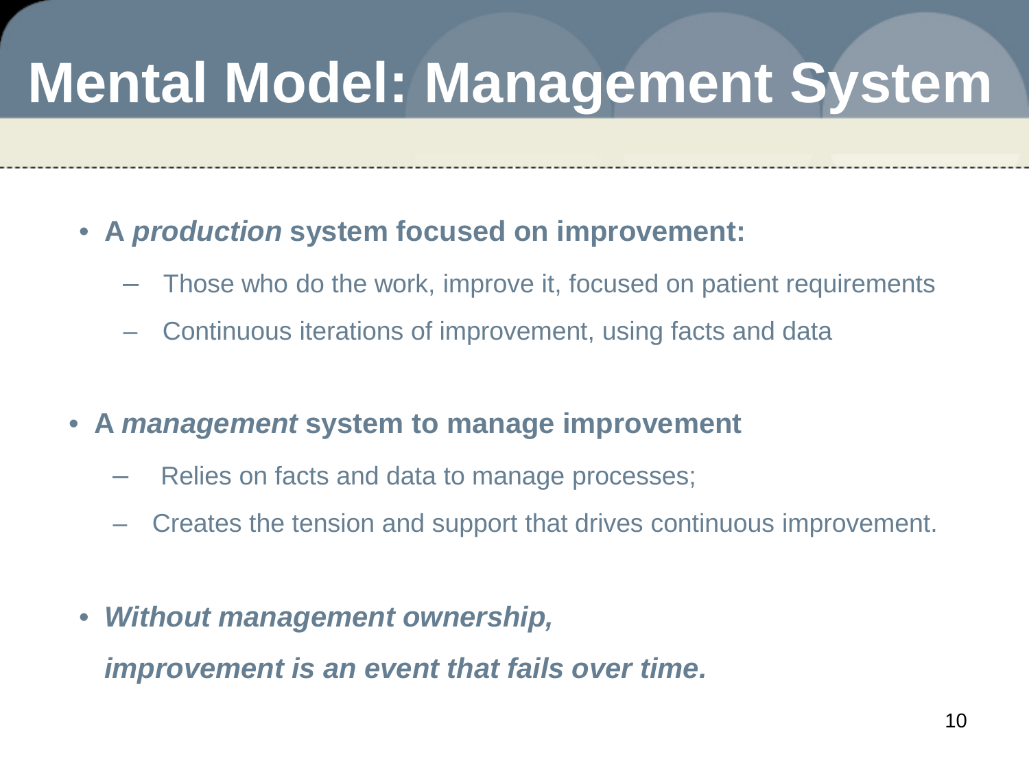# Mental Model: Management System

- **A *production* system focused on improvement:**
  - Those who do the work, improve it, focused on patient requirements
  - Continuous iterations of improvement, using facts and data

- **A *management* system to manage improvement**
  - Relies on facts and data to manage processes;
  - Creates the tension and support that drives continuous improvement.

- ***Without management ownership,***

  ***improvement is an event that fails over time.***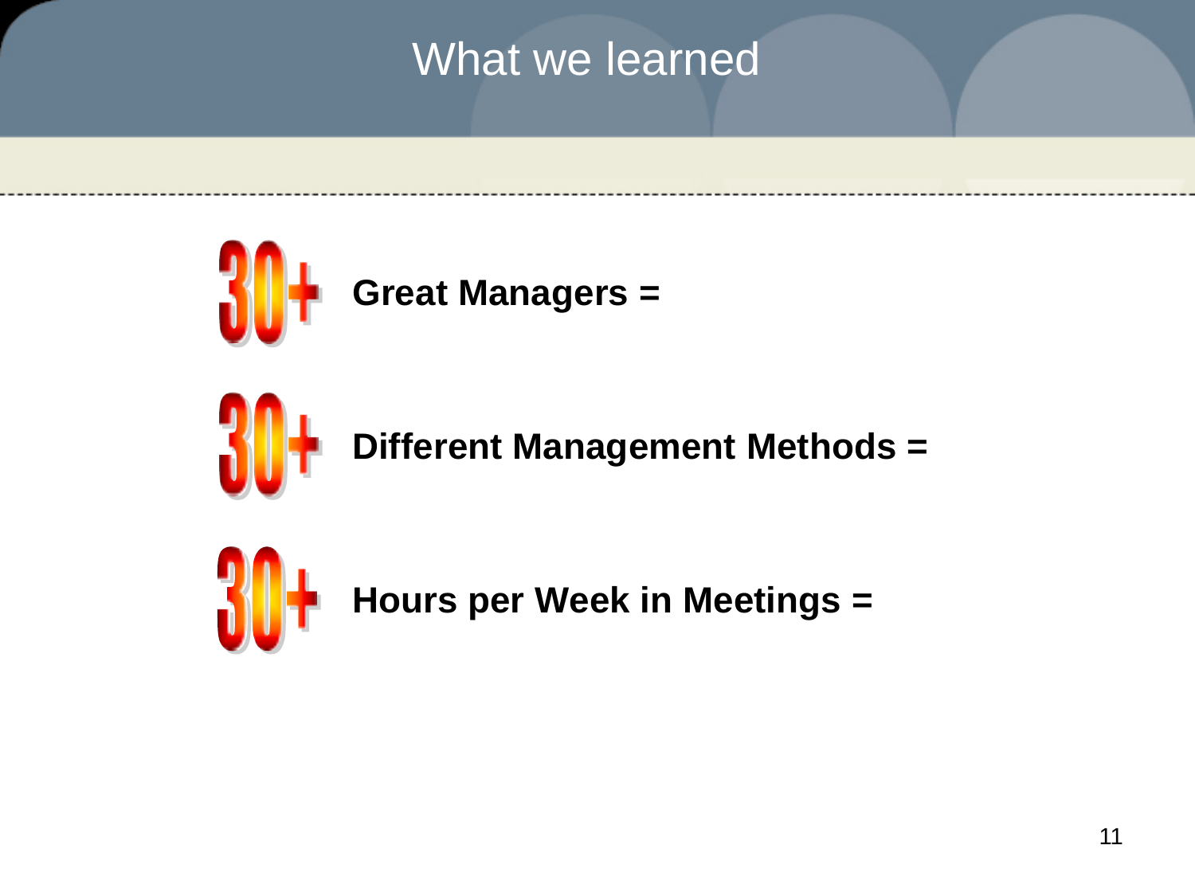# What we learned

- **30+ Great Managers =**
- **30+ Different Management Methods =**
- **30+ Hours per Week in Meetings =**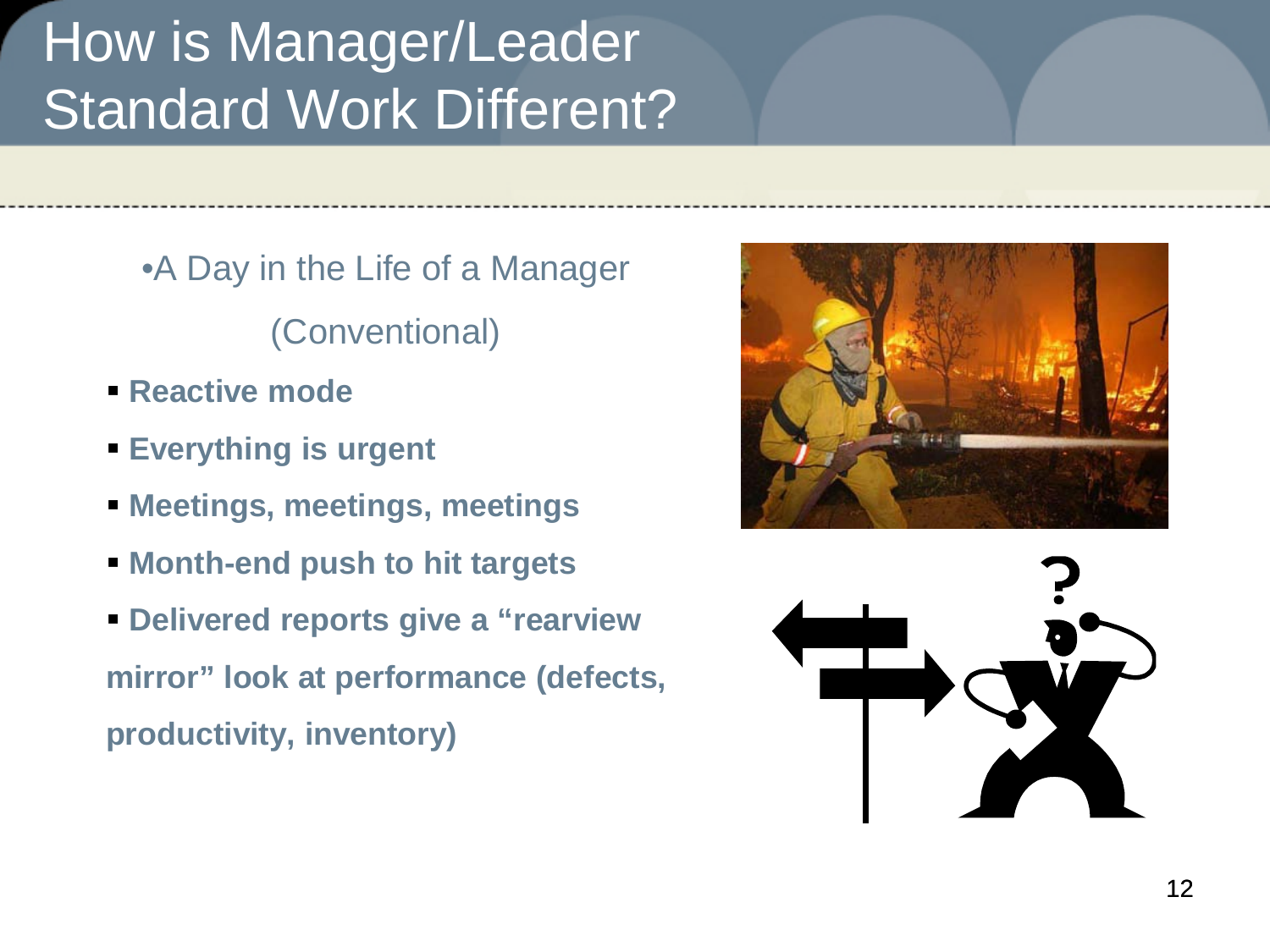# How is Manager/Leader Standard Work Different?

- A Day in the Life of a Manager (Conventional)
  - **Reactive mode**
  - **Everything is urgent**
  - **Meetings, meetings, meetings**
  - **Month-end push to hit targets**
  - **Delivered reports give a "rearview mirror" look at performance (defects, productivity, inventory)**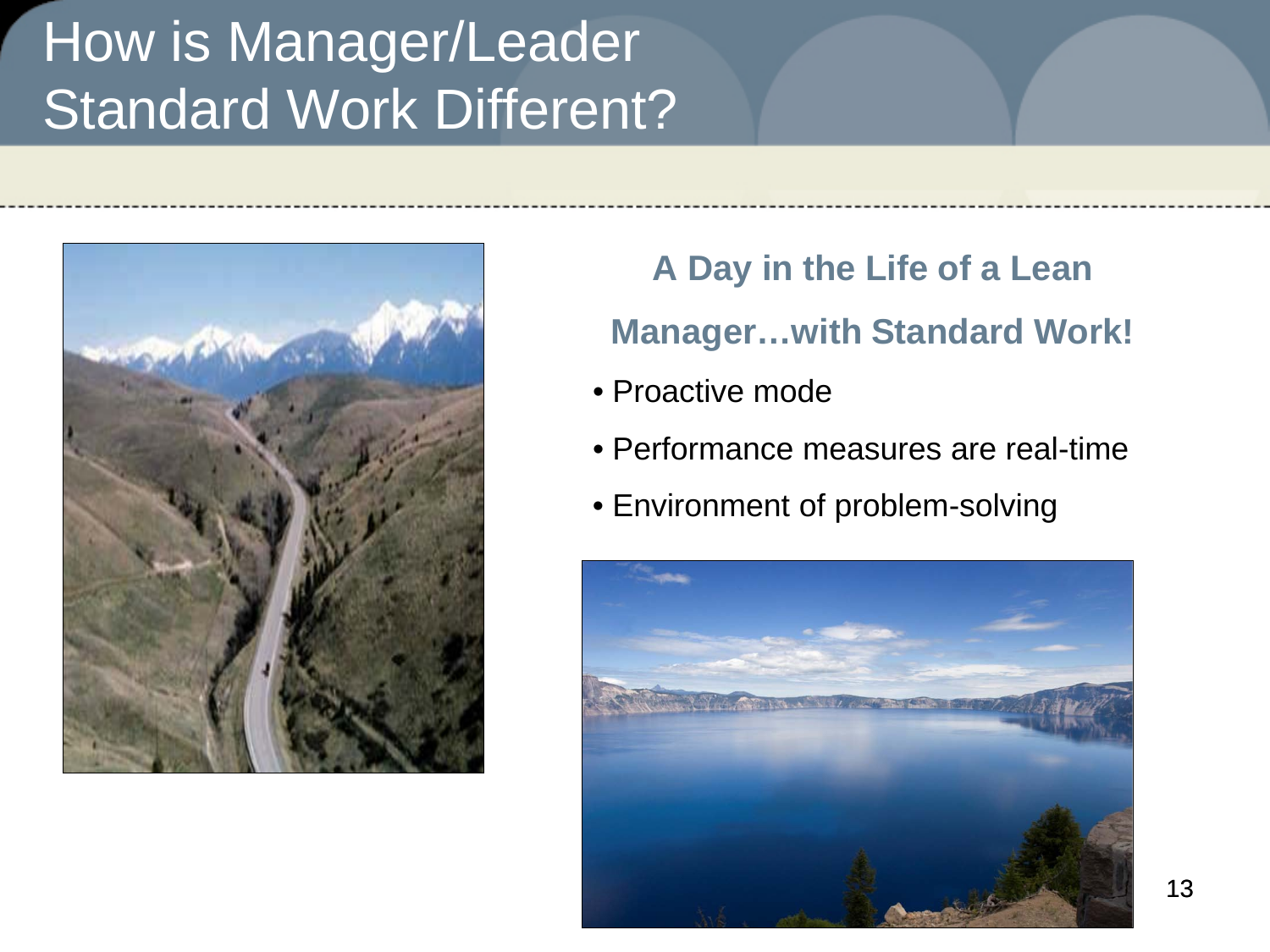# How is Manager/Leader Standard Work Different?

**A Day in the Life of a Lean Manager…with Standard Work!**

- Proactive mode
- Performance measures are real-time
- Environment of problem-solving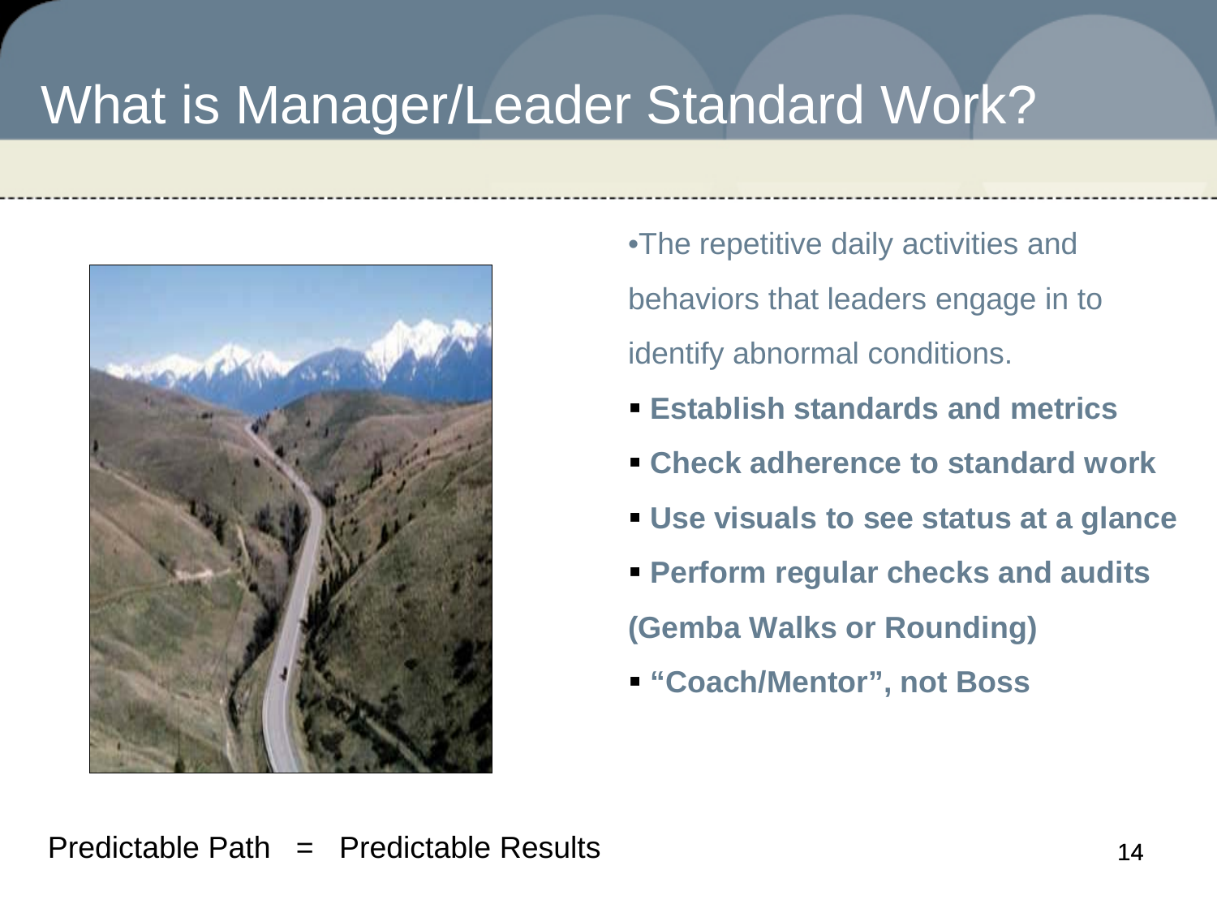# What is Manager/Leader Standard Work?

•The repetitive daily activities and behaviors that leaders engage in to identify abnormal conditions.

- **Establish standards and metrics**
- **Check adherence to standard work**
- **Use visuals to see status at a glance**
- **Perform regular checks and audits (Gemba Walks or Rounding)**
- **"Coach/Mentor", not Boss**

Predictable Path = Predictable Results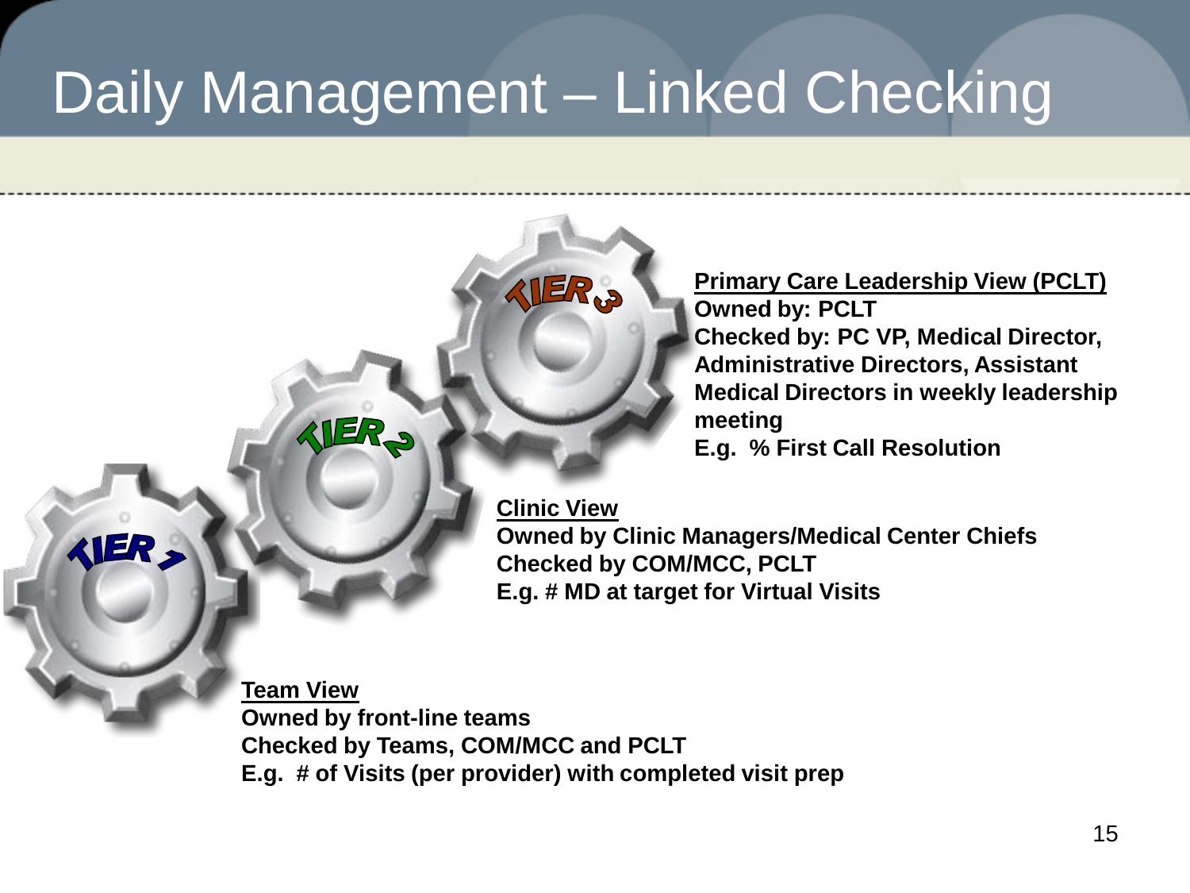# Daily Management – Linked Checking

TIER 3

**Primary Care Leadership View (PCLT)**
**Owned by: PCLT**
**Checked by: PC VP, Medical Director, Administrative Directors, Assistant Medical Directors in weekly leadership meeting**
**E.g. % First Call Resolution**

TIER 2

**Clinic View**
**Owned by Clinic Managers/Medical Center Chiefs**
**Checked by COM/MCC, PCLT**
**E.g. # MD at target for Virtual Visits**

TIER 1

**Team View**
**Owned by front-line teams**
**Checked by Teams, COM/MCC and PCLT**
**E.g. # of Visits (per provider) with completed visit prep**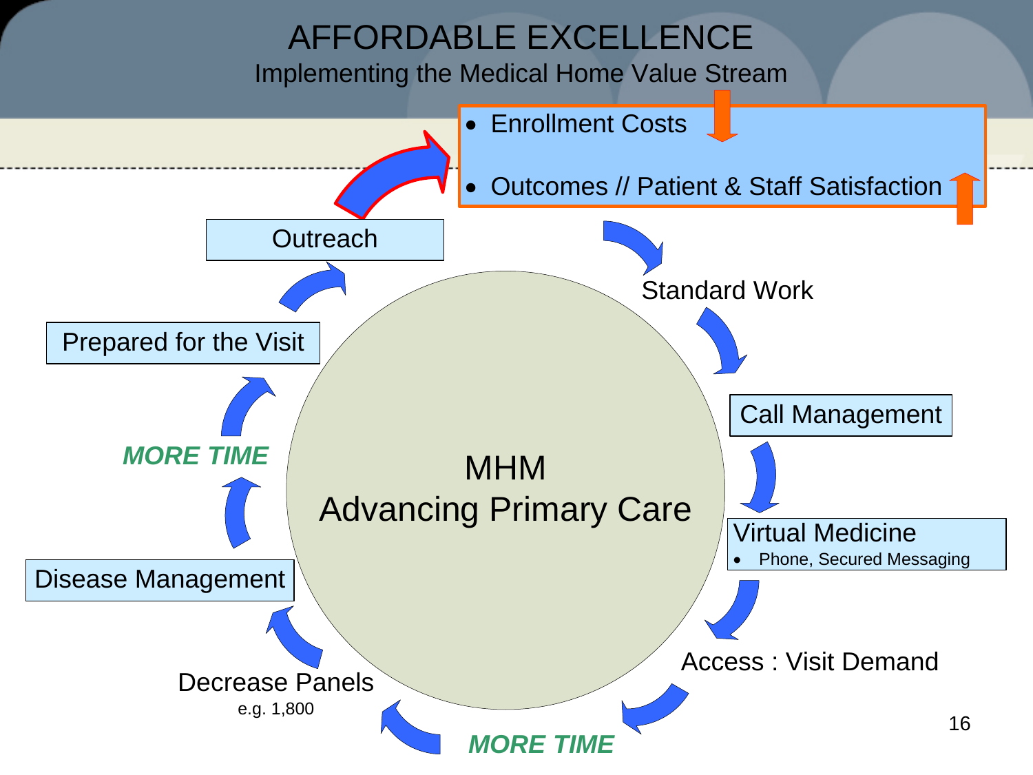# AFFORDABLE EXCELLENCE

Implementing the Medical Home Value Stream

- Enrollment Costs
- Outcomes // Patient & Staff Satisfaction

MHM
Advancing Primary Care

Standard Work

Call Management

Virtual Medicine
- Phone, Secured Messaging

Access : Visit Demand

*MORE TIME*

Decrease Panels
e.g. 1,800

Disease Management

*MORE TIME*

Prepared for the Visit

Outreach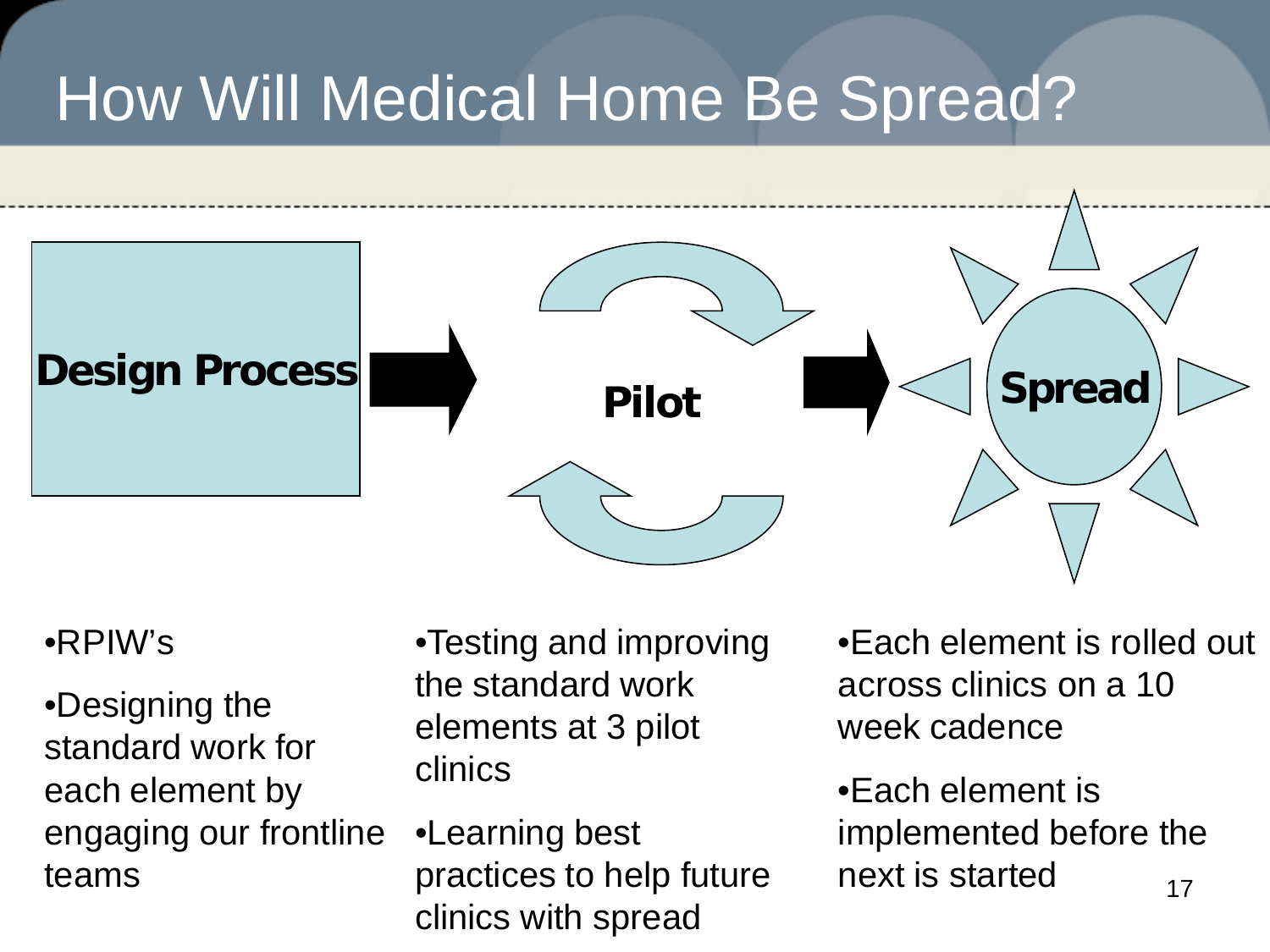# How Will Medical Home Be Spread?

**Design Process** → **Pilot** → **Spread**

- RPIW's
- Designing the standard work for each element by engaging our frontline teams

- Testing and improving the standard work elements at 3 pilot clinics
- Learning best practices to help future clinics with spread

- Each element is rolled out across clinics on a 10 week cadence
- Each element is implemented before the next is started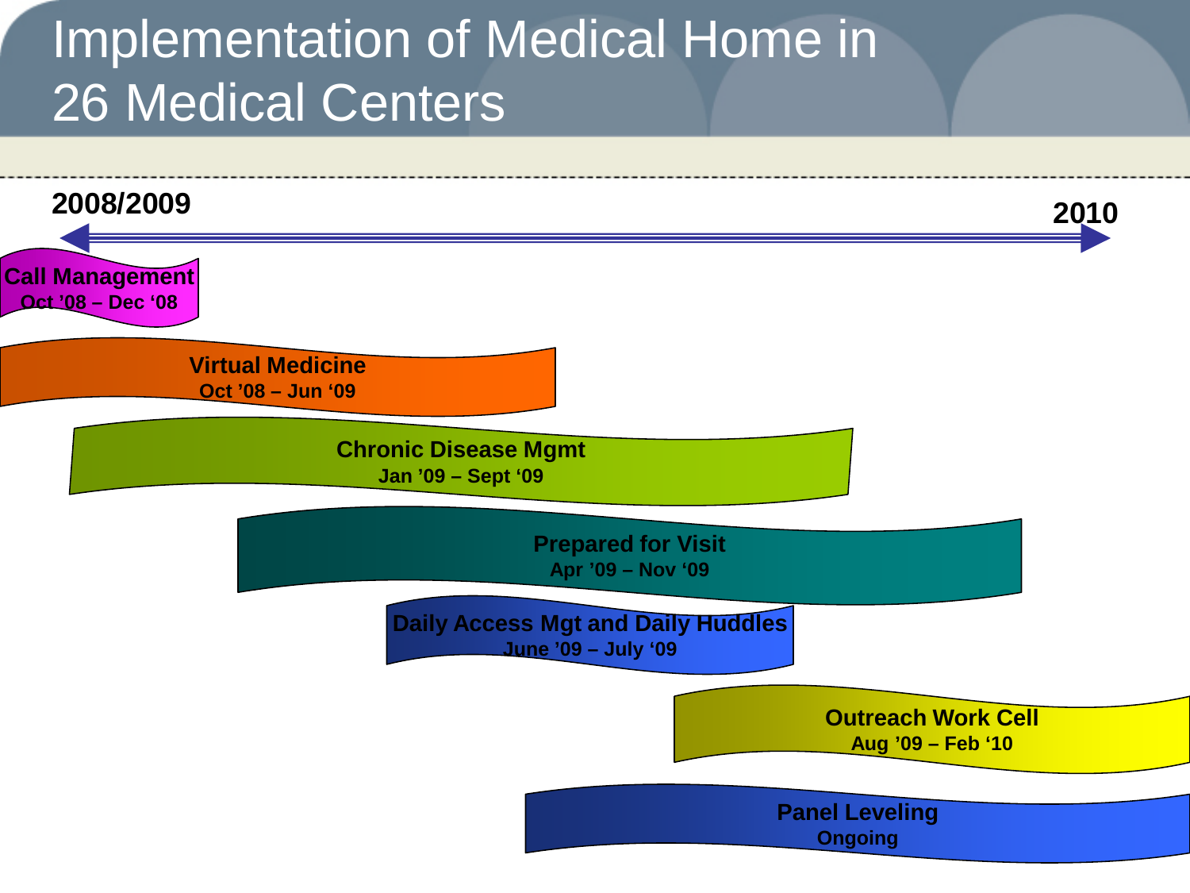# Implementation of Medical Home in 26 Medical Centers

**2008/2009** — **2010**

- **Call Management** — Oct '08 – Dec '08
- **Virtual Medicine** — Oct '08 – Jun '09
- **Chronic Disease Mgmt** — Jan '09 – Sept '09
- **Prepared for Visit** — Apr '09 – Nov '09
- **Daily Access Mgt and Daily Huddles** — June '09 – July '09
- **Outreach Work Cell** — Aug '09 – Feb '10
- **Panel Leveling** — Ongoing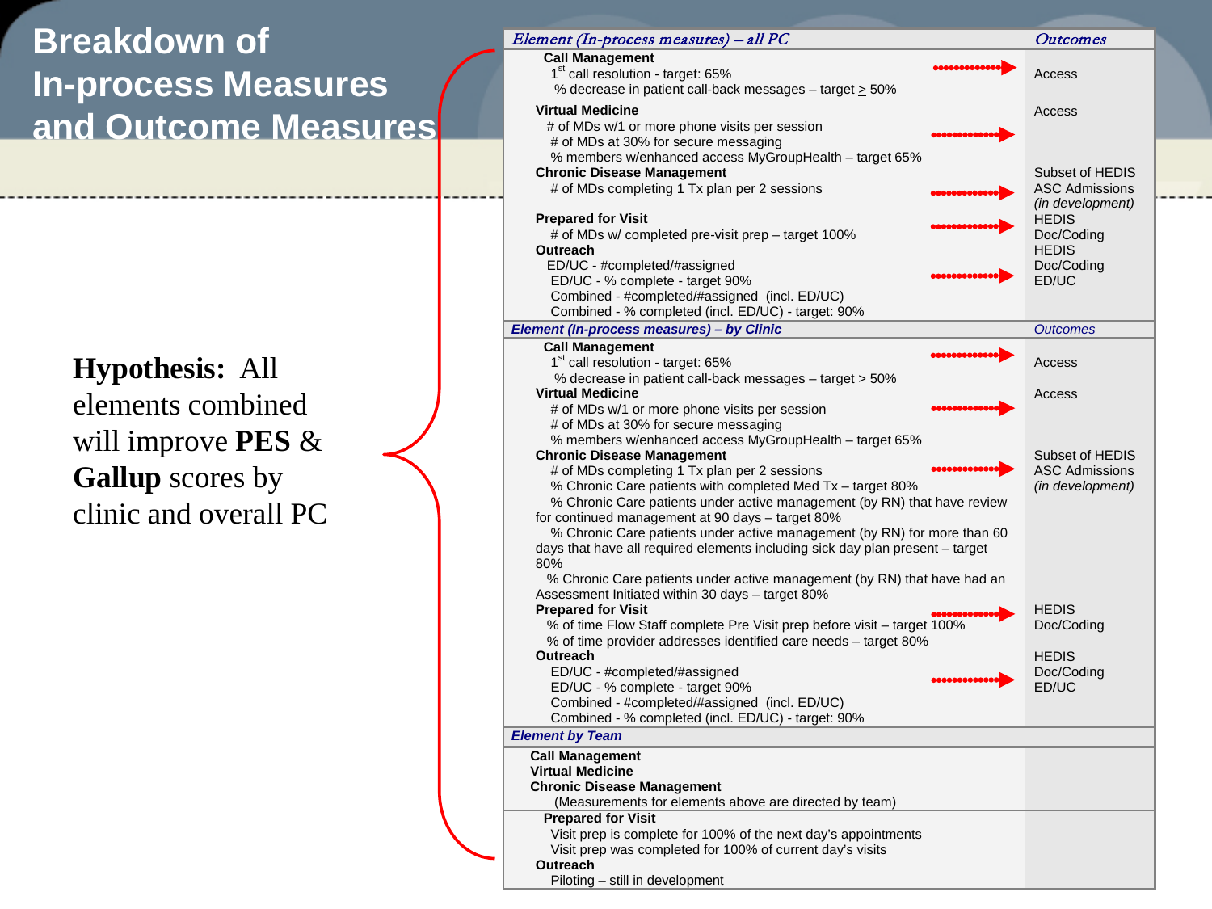# Breakdown of In-process Measures and Outcome Measures

**Hypothesis:** All elements combined will improve **PES** & **Gallup** scores by clinic and overall PC

| *Element (In-process measures) – all PC* | *Outcomes* |
|---|---|
| **Call Management**<br>1st call resolution - target: 65%<br>% decrease in patient call-back messages – target ≥ 50% | Access |
| **Virtual Medicine**<br># of MDs w/1 or more phone visits per session<br># of MDs at 30% for secure messaging<br>% members w/enhanced access MyGroupHealth – target 65% | Access |
| **Chronic Disease Management**<br># of MDs completing 1 Tx plan per 2 sessions | Subset of HEDIS<br>ASC Admissions<br>*(in development)* |
| **Prepared for Visit**<br># of MDs w/ completed pre-visit prep – target 100% | HEDIS<br>Doc/Coding |
| **Outreach**<br>ED/UC - #completed/#assigned<br>ED/UC - % complete - target 90%<br>Combined - #completed/#assigned (incl. ED/UC)<br>Combined - % completed (incl. ED/UC) - target: 90% | HEDIS<br>Doc/Coding<br>ED/UC |
| ***Element (In-process measures) – by Clinic*** | *Outcomes* |
| **Call Management**<br>1st call resolution - target: 65%<br>% decrease in patient call-back messages – target ≥ 50% | Access |
| **Virtual Medicine**<br># of MDs w/1 or more phone visits per session<br># of MDs at 30% for secure messaging<br>% members w/enhanced access MyGroupHealth – target 65% | Access |
| **Chronic Disease Management**<br># of MDs completing 1 Tx plan per 2 sessions<br>% Chronic Care patients with completed Med Tx – target 80%<br>% Chronic Care patients under active management (by RN) that have review for continued management at 90 days – target 80%<br>% Chronic Care patients under active management (by RN) for more than 60 days that have all required elements including sick day plan present – target 80%<br>% Chronic Care patients under active management (by RN) that have had an Assessment Initiated within 30 days – target 80% | Subset of HEDIS<br>ASC Admissions<br>*(in development)* |
| **Prepared for Visit**<br>% of time Flow Staff complete Pre Visit prep before visit – target 100%<br>% of time provider addresses identified care needs – target 80% | HEDIS<br>Doc/Coding |
| **Outreach**<br>ED/UC - #completed/#assigned<br>ED/UC - % complete - target 90%<br>Combined - #completed/#assigned (incl. ED/UC)<br>Combined - % completed (incl. ED/UC) - target: 90% | HEDIS<br>Doc/Coding<br>ED/UC |
| ***Element by Team*** | |
| **Call Management**<br>**Virtual Medicine**<br>**Chronic Disease Management**<br>(Measurements for elements above are directed by team) | |
| **Prepared for Visit**<br>Visit prep is complete for 100% of the next day's appointments<br>Visit prep was completed for 100% of current day's visits | |
| **Outreach**<br>Piloting – still in development | |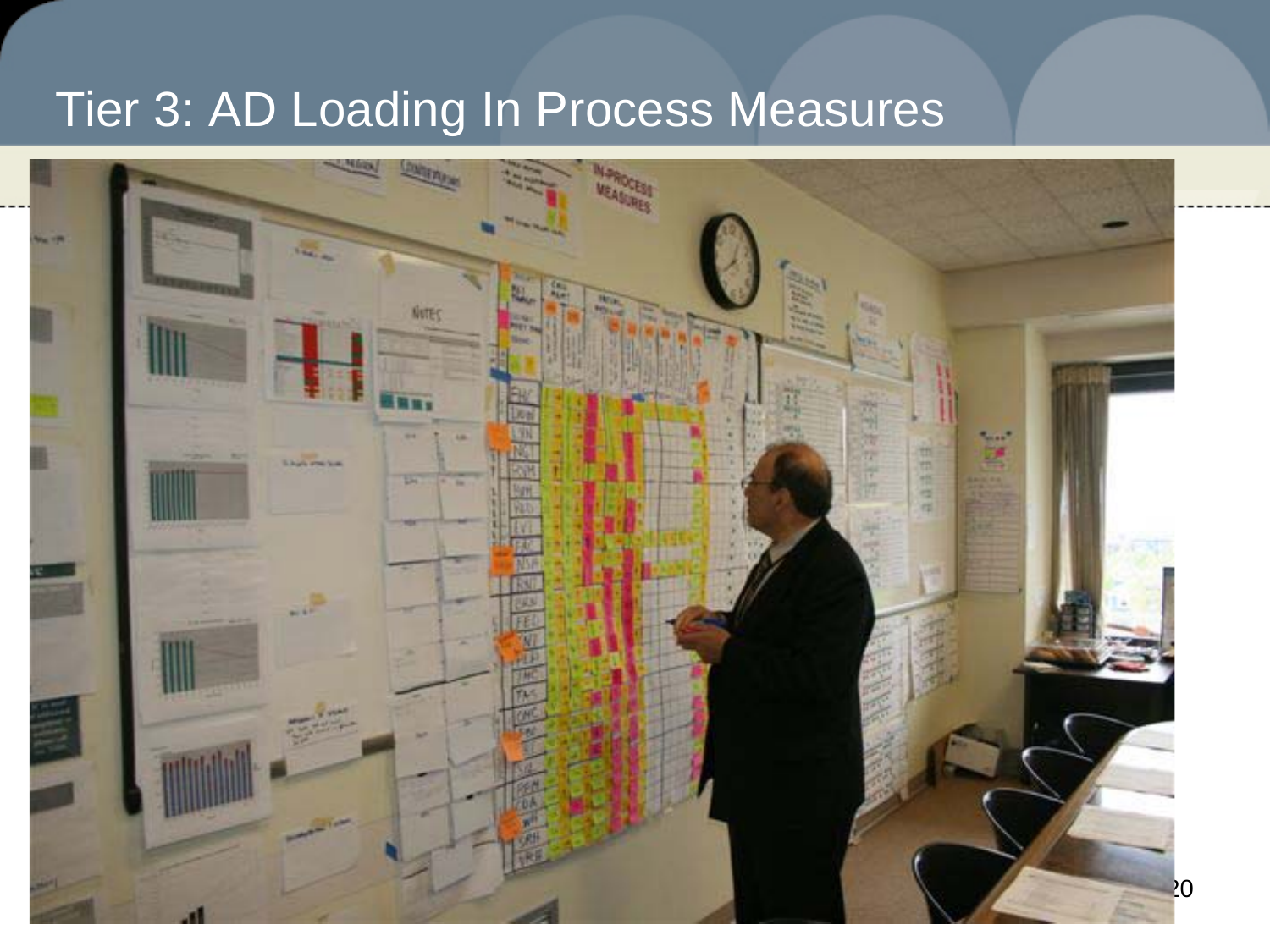# Tier 3: AD Loading In Process Measures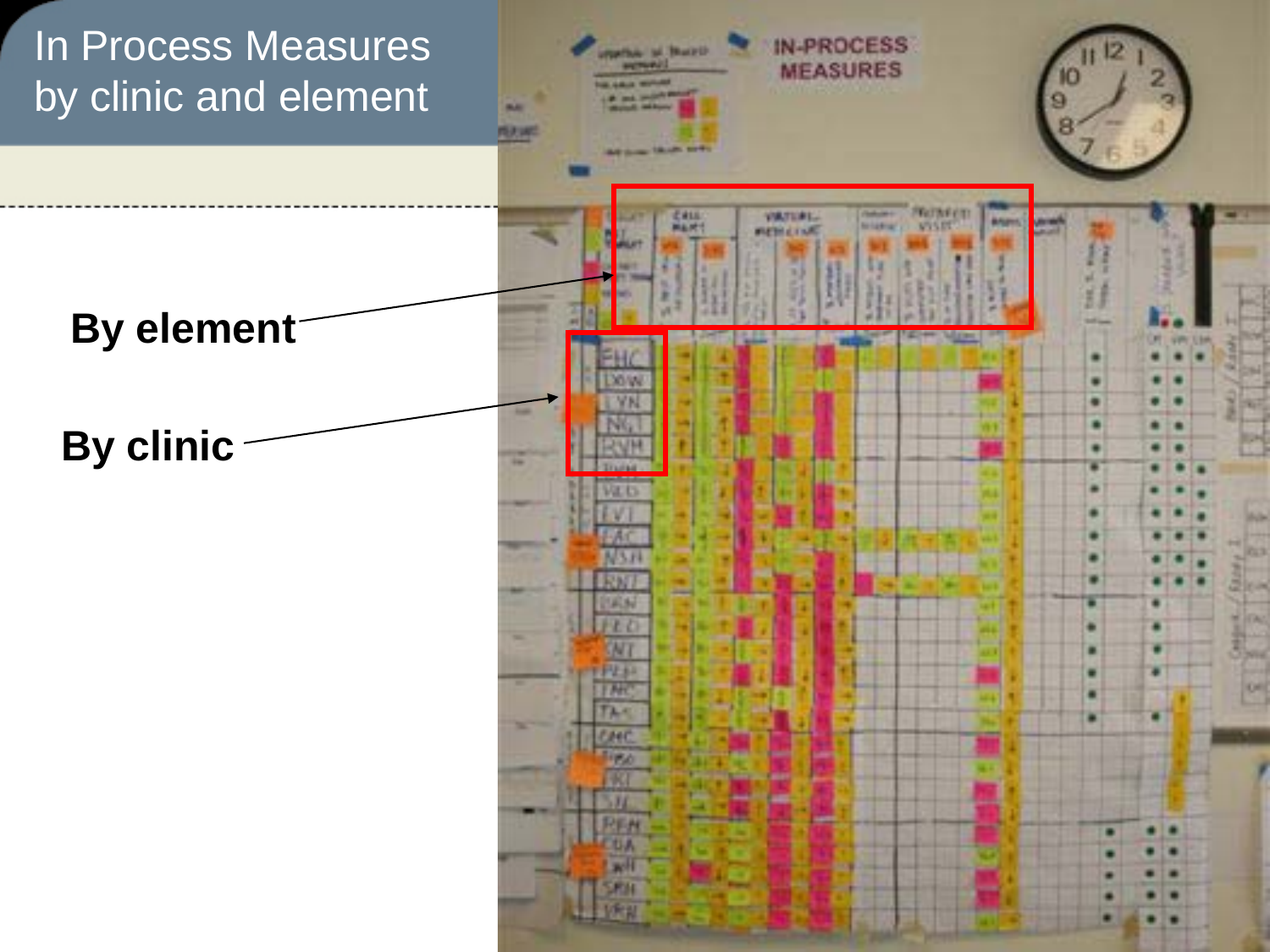# In Process Measures by clinic and element

**By element**

**By clinic**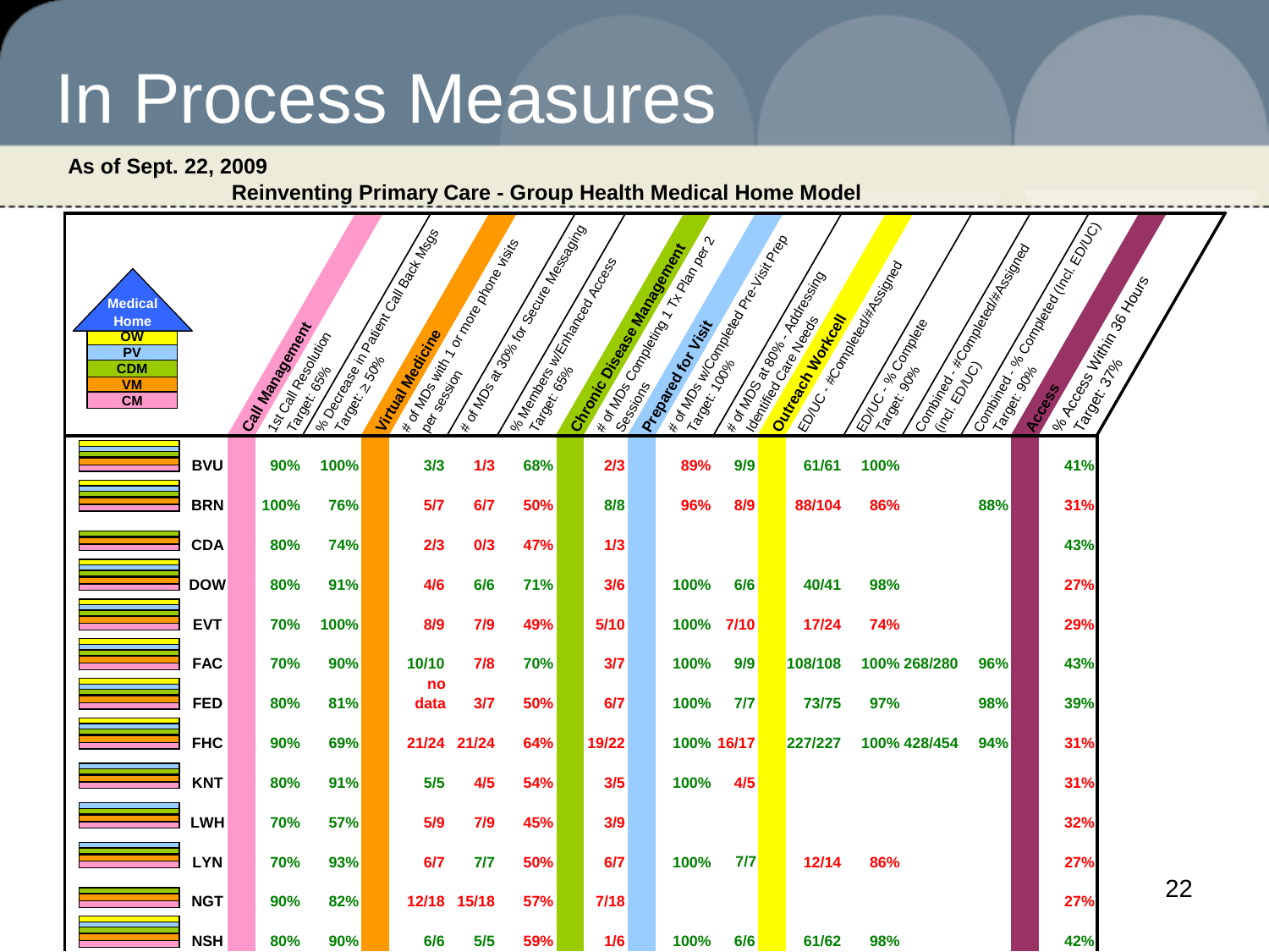# In Process Measures

**As of Sept. 22, 2009**

**Reinventing Primary Care - Group Health Medical Home Model**

Medical Home: OW, PV, CDM, VM, CM

| | Call Management: 1st Call Resolution Target: 65% | Call Management: % Decrease in Patient Call Back Msgs Target: ≥ 50% | Virtual Medicine: # of MDs with 1 or more phone visits per session | Virtual Medicine: # of MDs at 30% for Secure Messaging | Virtual Medicine: % Members w/Enhanced Access Target: 65% | Chronic Disease Management: # of MDs Completing 1 Tx Plan per 2 Sessions | Prepared for Visit: # of MDs w/Completed Pre-Visit Prep Target: 100% | Prepared for Visit: # of MDS at 80% - Addressing Identified Care Needs | Outreach Workcell: ED/UC - #Completed/#Assigned | Outreach Workcell: ED/UC - % Complete Target: 90% | Outreach Workcell: Combined - #Completed/#Assigned (incl. ED/UC) | Outreach Workcell: Combined - % Completed (incl. ED/UC) Target: 90% | Access: % Access Within 36 Hours Target: 37% |
|---|---|---|---|---|---|---|---|---|---|---|---|---|---|
| BVU | 90% | 100% | 3/3 | 1/3 | 68% | 2/3 | 89% | 9/9 | 61/61 | 100% | | | 41% |
| BRN | 100% | 76% | 5/7 | 6/7 | 50% | 8/8 | 96% | 8/9 | 88/104 | 86% | | 88% | 31% |
| CDA | 80% | 74% | 2/3 | 0/3 | 47% | 1/3 | | | | | | | 43% |
| DOW | 80% | 91% | 4/6 | 6/6 | 71% | 3/6 | 100% | 6/6 | 40/41 | 98% | | | 27% |
| EVT | 70% | 100% | 8/9 | 7/9 | 49% | 5/10 | 100% | 7/10 | 17/24 | 74% | | | 29% |
| FAC | 70% | 90% | 10/10 | 7/8 | 70% | 3/7 | 100% | 9/9 | 108/108 | 100% | 268/280 | 96% | 43% |
| FED | 80% | 81% | no data | 3/7 | 50% | 6/7 | 100% | 7/7 | 73/75 | 97% | | 98% | 39% |
| FHC | 90% | 69% | 21/24 | 21/24 | 64% | 19/22 | 100% | 16/17 | 227/227 | 100% | 428/454 | 94% | 31% |
| KNT | 80% | 91% | 5/5 | 4/5 | 54% | 3/5 | 100% | 4/5 | | | | | 31% |
| LWH | 70% | 57% | 5/9 | 7/9 | 45% | 3/9 | | | | | | | 32% |
| LYN | 70% | 93% | 6/7 | 7/7 | 50% | 6/7 | 100% | 7/7 | 12/14 | 86% | | | 27% |
| NGT | 90% | 82% | 12/18 | 15/18 | 57% | 7/18 | | | | | | | 27% |
| NSH | 80% | 90% | 6/6 | 5/5 | 59% | 1/6 | 100% | 6/6 | 61/62 | 98% | | | 42% |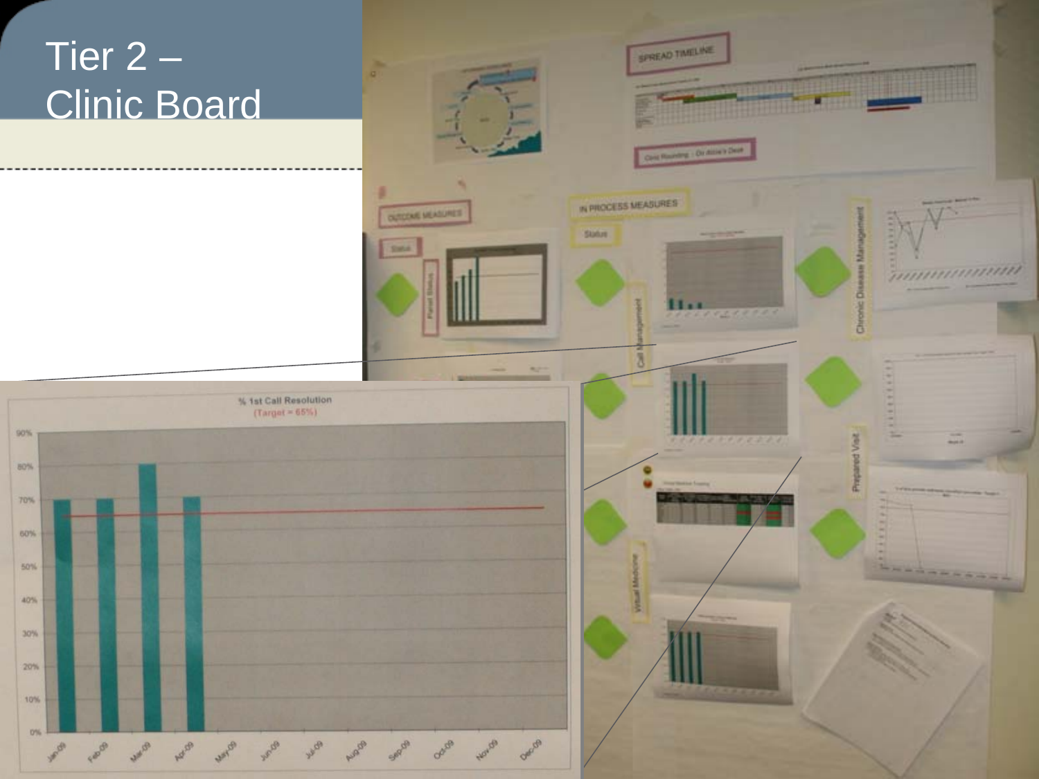# Tier 2 – Clinic Board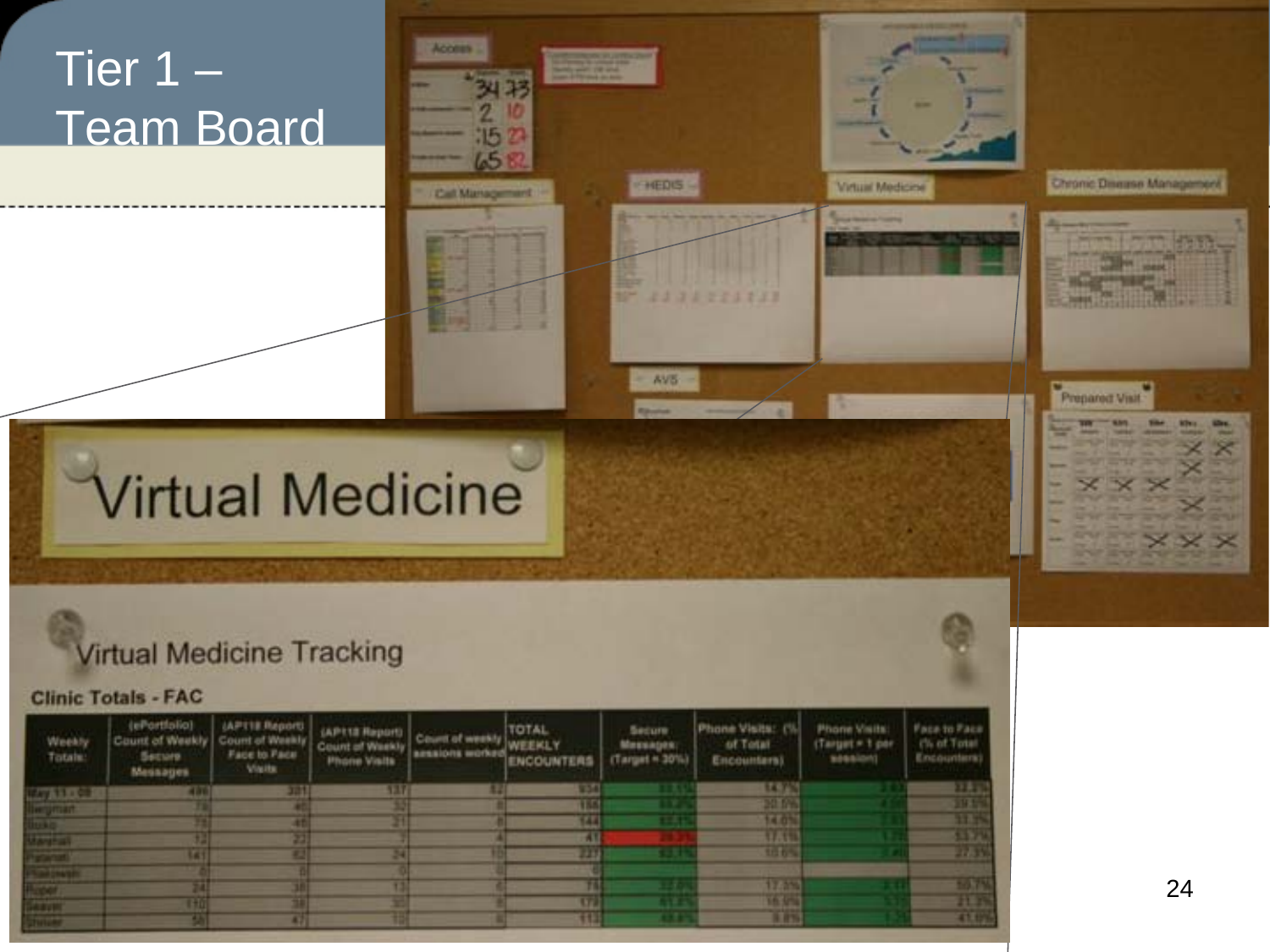# Tier 1 – Team Board

Access

Call Management

HEDIS

Virtual Medicine

Chronic Disease Management

AVS

Prepared Visit

## Virtual Medicine

### Virtual Medicine Tracking

**Clinic Totals - FAC**

| Weekly Totals: | (ePortfolio) Count of Weekly Secure Messages | (AP118 Report) Count of Weekly Face to Face Visits | (AP118 Report) Count of Weekly Phone Visits | Count of weekly sessions worked | TOTAL WEEKLY ENCOUNTERS | Secure Messages: (Target = 30%) | Phone Visits: (% of Total Encounters) | Phone Visits: (Target = 1 per session) | Face to Face (% of Total Encounters) |
|---|---|---|---|---|---|---|---|---|---|
| May 11 - 09 | 496 | 301 | 137 | 52 | 934 | 53.1% | 14.7% | 2.63 | 32.2% |
| Bergman | 79 | 46 | 32 | 8 | 158 | 51.2% | 20.5% | 4.00 | 29.5% |
| Stoke | 79 | 48 | 21 | 8 | 144 | 52.1% | 14.6% | 2.63 | 33.3% |
| Marshall | 12 | 22 | 7 | 4 | 41 | 29.3% | 17.1% | 1.75 | 53.7% |
| Patanet | 141 | 62 | 24 | 10 | 227 | 62.1% | 10.6% | 2.40 | 27.3% |
| Piatrowski | 0 | 0 | 0 | 0 | 0 | | | | |
| Roper | 24 | 38 | 13 | 6 | 75 | 32.0% | 17.3% | 4.17 | 50.7% |
| Seaver | 110 | 38 | 30 | 6 | 178 | 61.8% | 16.9% | 5.00 | 21.3% |
| Shriver | 56 | 47 | 10 | 6 | 113 | 49.6% | 8.8% | 1.25 | 41.6% |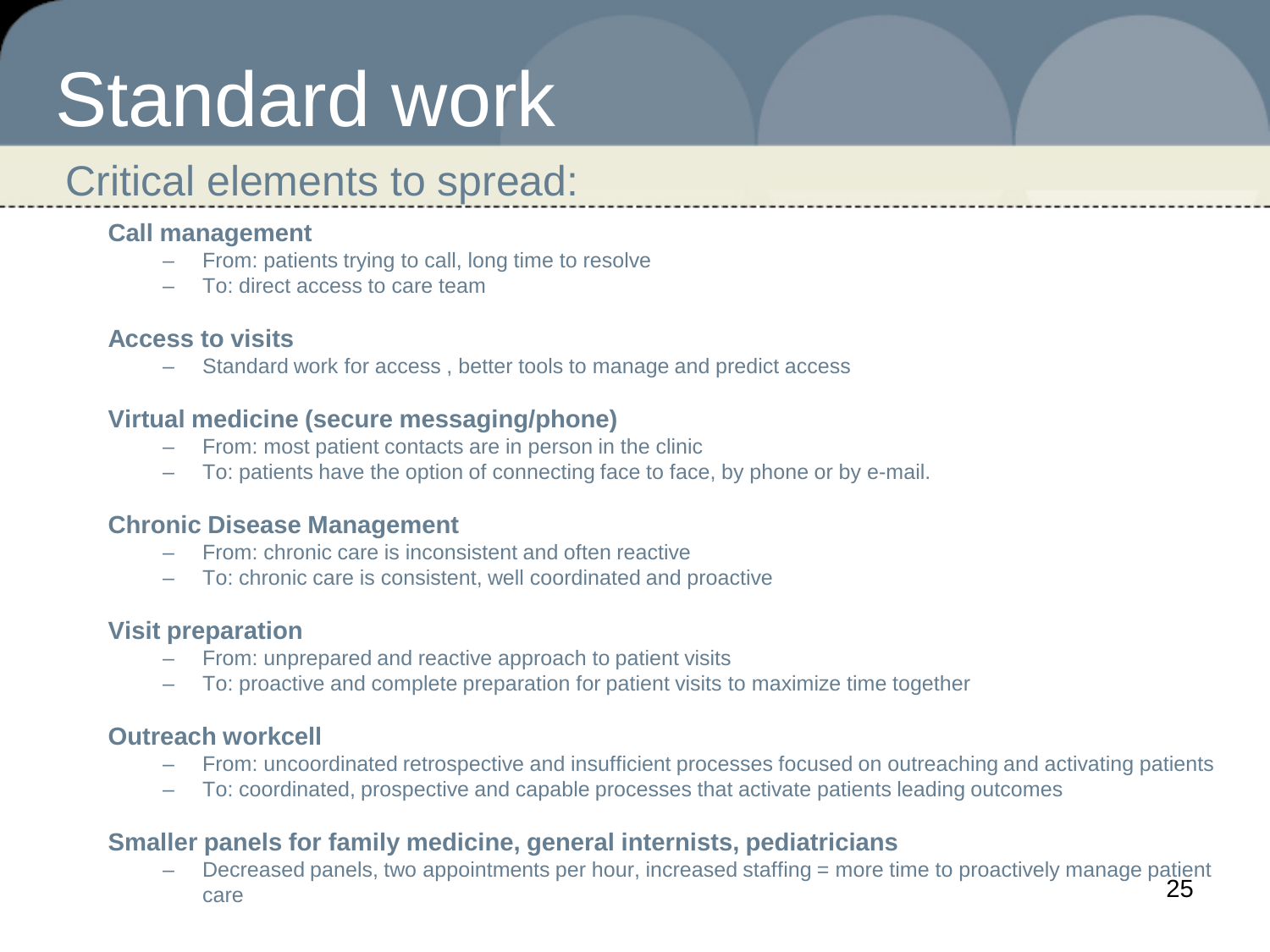# Standard work

## Critical elements to spread:

**Call management**

- From: patients trying to call, long time to resolve
- To: direct access to care team

**Access to visits**

- Standard work for access , better tools to manage and predict access

**Virtual medicine (secure messaging/phone)**

- From: most patient contacts are in person in the clinic
- To: patients have the option of connecting face to face, by phone or by e-mail.

**Chronic Disease Management**

- From: chronic care is inconsistent and often reactive
- To: chronic care is consistent, well coordinated and proactive

**Visit preparation**

- From: unprepared and reactive approach to patient visits
- To: proactive and complete preparation for patient visits to maximize time together

**Outreach workcell**

- From: uncoordinated retrospective and insufficient processes focused on outreaching and activating patients
- To: coordinated, prospective and capable processes that activate patients leading outcomes

**Smaller panels for family medicine, general internists, pediatricians**

- Decreased panels, two appointments per hour, increased staffing = more time to proactively manage patient care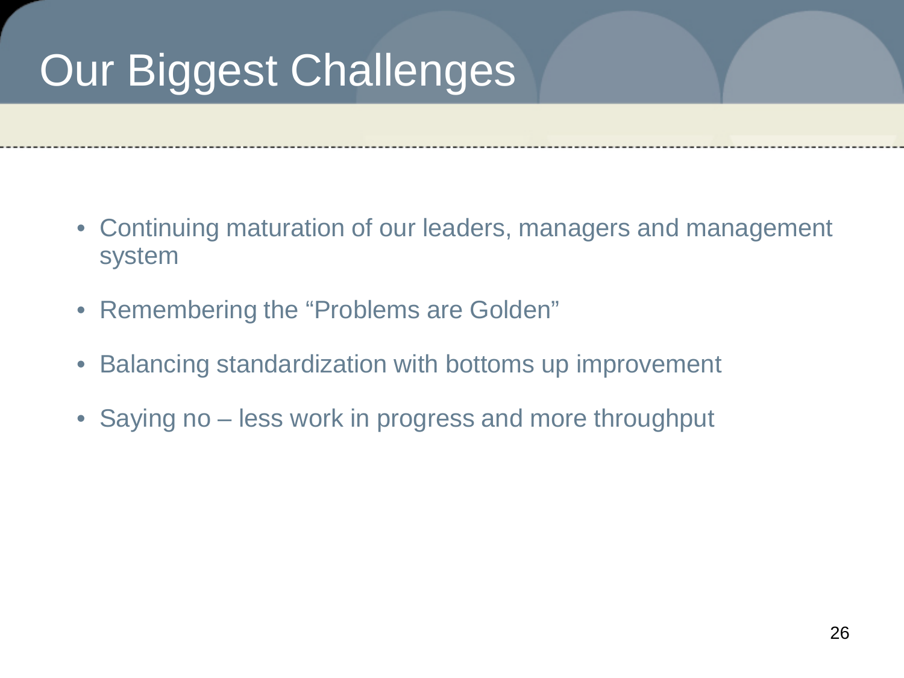# Our Biggest Challenges

- Continuing maturation of our leaders, managers and management system
- Remembering the "Problems are Golden"
- Balancing standardization with bottoms up improvement
- Saying no – less work in progress and more throughput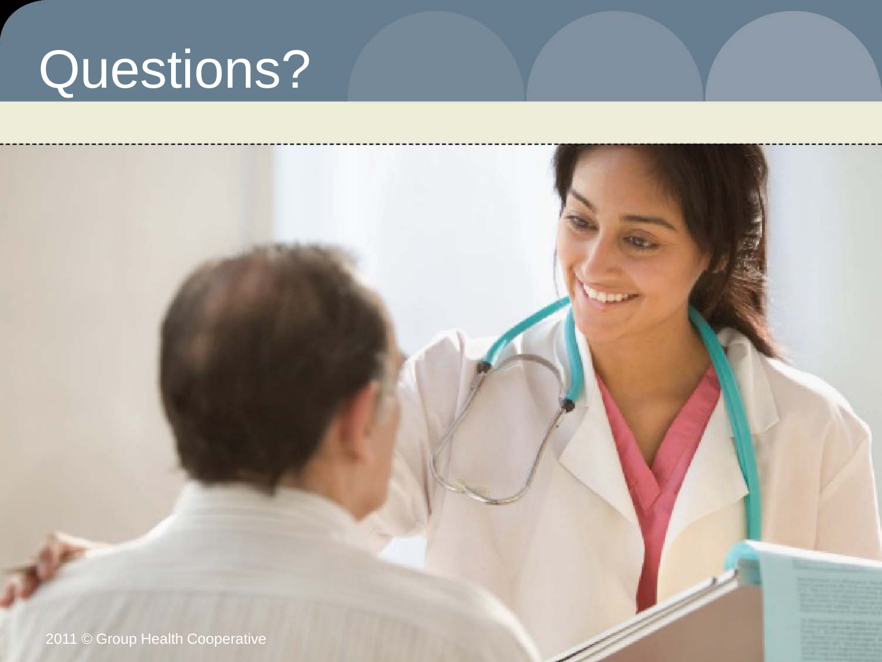# Questions?

2011 © Group Health Cooperative